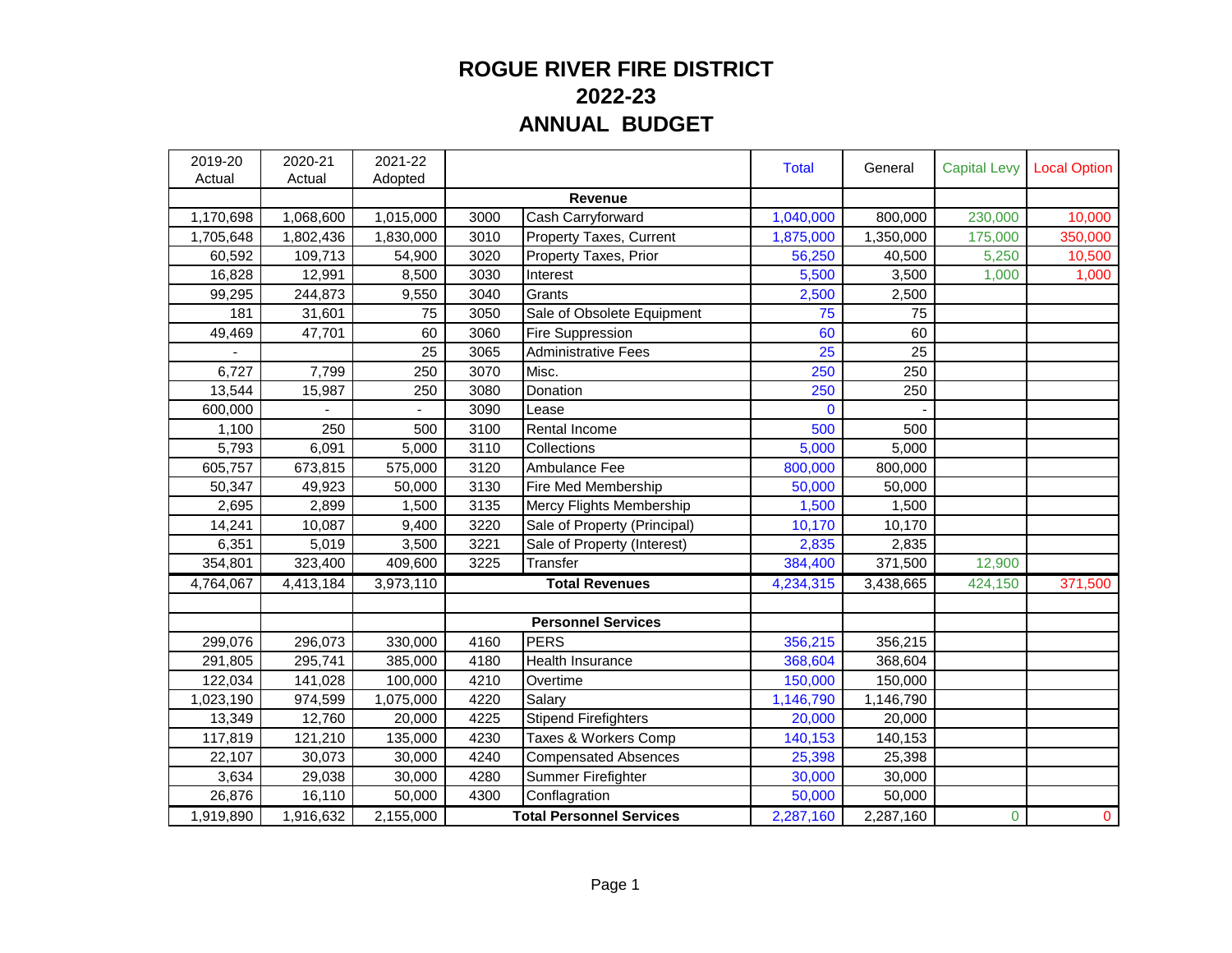# ROGUE RIVER FIRE DISTRICT
# 2022-23
# ANNUAL BUDGET

| 2019-20 Actual | 2020-21 Actual | 2021-22 Adopted | | | Total | General | Capital Levy | Local Option |
|---|---|---|---|---|---|---|---|---|
| | | | | **Revenue** | | | | |
| 1,170,698 | 1,068,600 | 1,015,000 | 3000 | Cash Carryforward | 1,040,000 | 800,000 | 230,000 | 10,000 |
| 1,705,648 | 1,802,436 | 1,830,000 | 3010 | Property Taxes, Current | 1,875,000 | 1,350,000 | 175,000 | 350,000 |
| 60,592 | 109,713 | 54,900 | 3020 | Property Taxes, Prior | 56,250 | 40,500 | 5,250 | 10,500 |
| 16,828 | 12,991 | 8,500 | 3030 | Interest | 5,500 | 3,500 | 1,000 | 1,000 |
| 99,295 | 244,873 | 9,550 | 3040 | Grants | 2,500 | 2,500 | | |
| 181 | 31,601 | 75 | 3050 | Sale of Obsolete Equipment | 75 | 75 | | |
| 49,469 | 47,701 | 60 | 3060 | Fire Suppression | 60 | 60 | | |
| - | | 25 | 3065 | Administrative Fees | 25 | 25 | | |
| 6,727 | 7,799 | 250 | 3070 | Misc. | 250 | 250 | | |
| 13,544 | 15,987 | 250 | 3080 | Donation | 250 | 250 | | |
| 600,000 | - | - | 3090 | Lease | 0 | - | | |
| 1,100 | 250 | 500 | 3100 | Rental Income | 500 | 500 | | |
| 5,793 | 6,091 | 5,000 | 3110 | Collections | 5,000 | 5,000 | | |
| 605,757 | 673,815 | 575,000 | 3120 | Ambulance Fee | 800,000 | 800,000 | | |
| 50,347 | 49,923 | 50,000 | 3130 | Fire Med Membership | 50,000 | 50,000 | | |
| 2,695 | 2,899 | 1,500 | 3135 | Mercy Flights Membership | 1,500 | 1,500 | | |
| 14,241 | 10,087 | 9,400 | 3220 | Sale of Property (Principal) | 10,170 | 10,170 | | |
| 6,351 | 5,019 | 3,500 | 3221 | Sale of Property (Interest) | 2,835 | 2,835 | | |
| 354,801 | 323,400 | 409,600 | 3225 | Transfer | 384,400 | 371,500 | 12,900 | |
| 4,764,067 | 4,413,184 | 3,973,110 | | **Total Revenues** | 4,234,315 | 3,438,665 | 424,150 | 371,500 |
| | | | | | | | | |
| | | | | **Personnel Services** | | | | |
| 299,076 | 296,073 | 330,000 | 4160 | PERS | 356,215 | 356,215 | | |
| 291,805 | 295,741 | 385,000 | 4180 | Health Insurance | 368,604 | 368,604 | | |
| 122,034 | 141,028 | 100,000 | 4210 | Overtime | 150,000 | 150,000 | | |
| 1,023,190 | 974,599 | 1,075,000 | 4220 | Salary | 1,146,790 | 1,146,790 | | |
| 13,349 | 12,760 | 20,000 | 4225 | Stipend Firefighters | 20,000 | 20,000 | | |
| 117,819 | 121,210 | 135,000 | 4230 | Taxes & Workers Comp | 140,153 | 140,153 | | |
| 22,107 | 30,073 | 30,000 | 4240 | Compensated Absences | 25,398 | 25,398 | | |
| 3,634 | 29,038 | 30,000 | 4280 | Summer Firefighter | 30,000 | 30,000 | | |
| 26,876 | 16,110 | 50,000 | 4300 | Conflagration | 50,000 | 50,000 | | |
| 1,919,890 | 1,916,632 | 2,155,000 | | **Total Personnel Services** | 2,287,160 | 2,287,160 | 0 | 0 |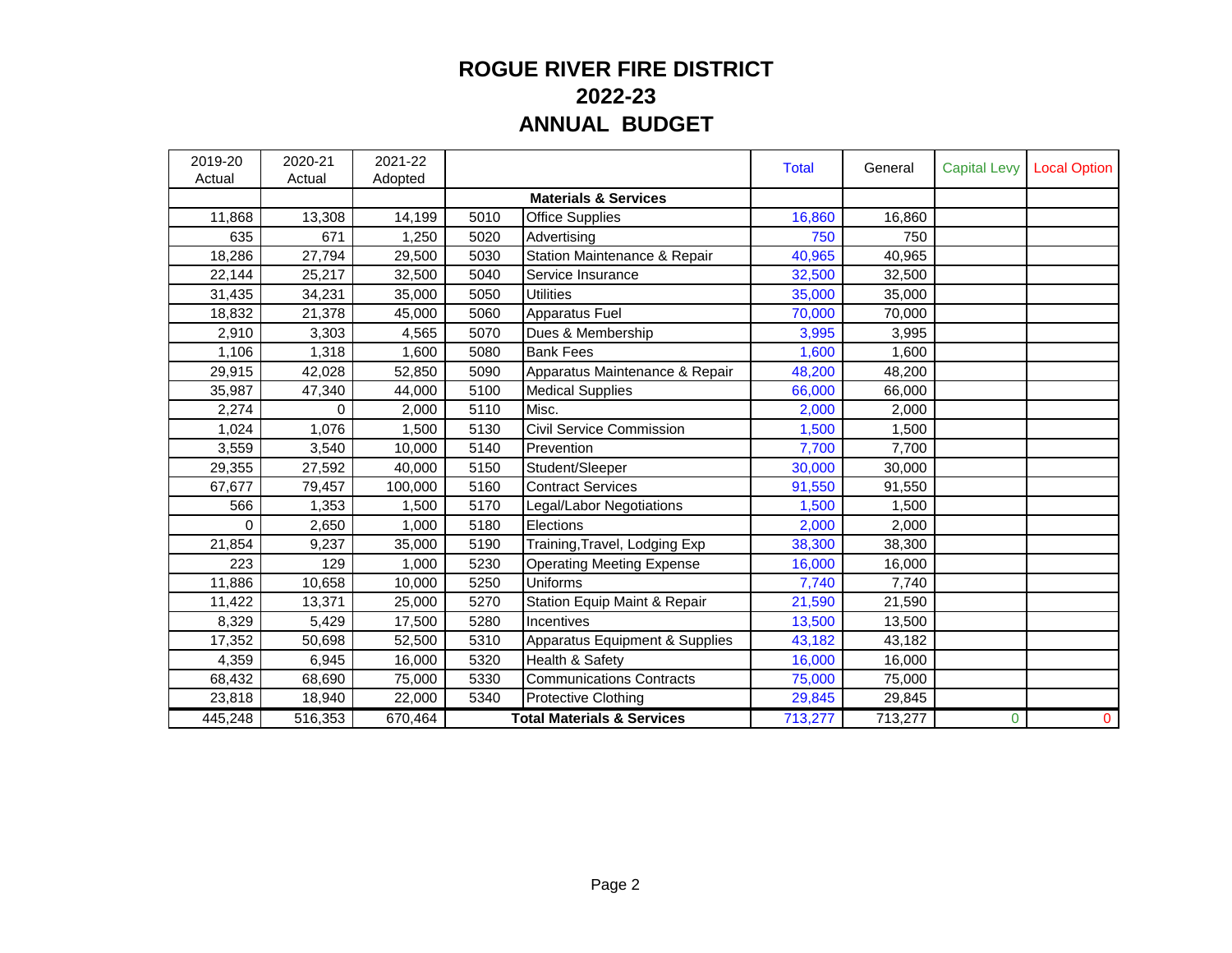# ROGUE RIVER FIRE DISTRICT
# 2022-23
# ANNUAL BUDGET

| 2019-20 Actual | 2020-21 Actual | 2021-22 Adopted | | | Total | General | Capital Levy | Local Option |
|---|---|---|---|---|---|---|---|---|
| | | | | **Materials & Services** | | | | |
| 11,868 | 13,308 | 14,199 | 5010 | Office Supplies | 16,860 | 16,860 | | |
| 635 | 671 | 1,250 | 5020 | Advertising | 750 | 750 | | |
| 18,286 | 27,794 | 29,500 | 5030 | Station Maintenance & Repair | 40,965 | 40,965 | | |
| 22,144 | 25,217 | 32,500 | 5040 | Service Insurance | 32,500 | 32,500 | | |
| 31,435 | 34,231 | 35,000 | 5050 | Utilities | 35,000 | 35,000 | | |
| 18,832 | 21,378 | 45,000 | 5060 | Apparatus Fuel | 70,000 | 70,000 | | |
| 2,910 | 3,303 | 4,565 | 5070 | Dues & Membership | 3,995 | 3,995 | | |
| 1,106 | 1,318 | 1,600 | 5080 | Bank Fees | 1,600 | 1,600 | | |
| 29,915 | 42,028 | 52,850 | 5090 | Apparatus Maintenance & Repair | 48,200 | 48,200 | | |
| 35,987 | 47,340 | 44,000 | 5100 | Medical Supplies | 66,000 | 66,000 | | |
| 2,274 | 0 | 2,000 | 5110 | Misc. | 2,000 | 2,000 | | |
| 1,024 | 1,076 | 1,500 | 5130 | Civil Service Commission | 1,500 | 1,500 | | |
| 3,559 | 3,540 | 10,000 | 5140 | Prevention | 7,700 | 7,700 | | |
| 29,355 | 27,592 | 40,000 | 5150 | Student/Sleeper | 30,000 | 30,000 | | |
| 67,677 | 79,457 | 100,000 | 5160 | Contract Services | 91,550 | 91,550 | | |
| 566 | 1,353 | 1,500 | 5170 | Legal/Labor Negotiations | 1,500 | 1,500 | | |
| 0 | 2,650 | 1,000 | 5180 | Elections | 2,000 | 2,000 | | |
| 21,854 | 9,237 | 35,000 | 5190 | Training,Travel, Lodging Exp | 38,300 | 38,300 | | |
| 223 | 129 | 1,000 | 5230 | Operating Meeting Expense | 16,000 | 16,000 | | |
| 11,886 | 10,658 | 10,000 | 5250 | Uniforms | 7,740 | 7,740 | | |
| 11,422 | 13,371 | 25,000 | 5270 | Station Equip Maint & Repair | 21,590 | 21,590 | | |
| 8,329 | 5,429 | 17,500 | 5280 | Incentives | 13,500 | 13,500 | | |
| 17,352 | 50,698 | 52,500 | 5310 | Apparatus Equipment & Supplies | 43,182 | 43,182 | | |
| 4,359 | 6,945 | 16,000 | 5320 | Health & Safety | 16,000 | 16,000 | | |
| 68,432 | 68,690 | 75,000 | 5330 | Communications Contracts | 75,000 | 75,000 | | |
| 23,818 | 18,940 | 22,000 | 5340 | Protective Clothing | 29,845 | 29,845 | | |
| 445,248 | 516,353 | 670,464 | | **Total Materials & Services** | 713,277 | 713,277 | 0 | 0 |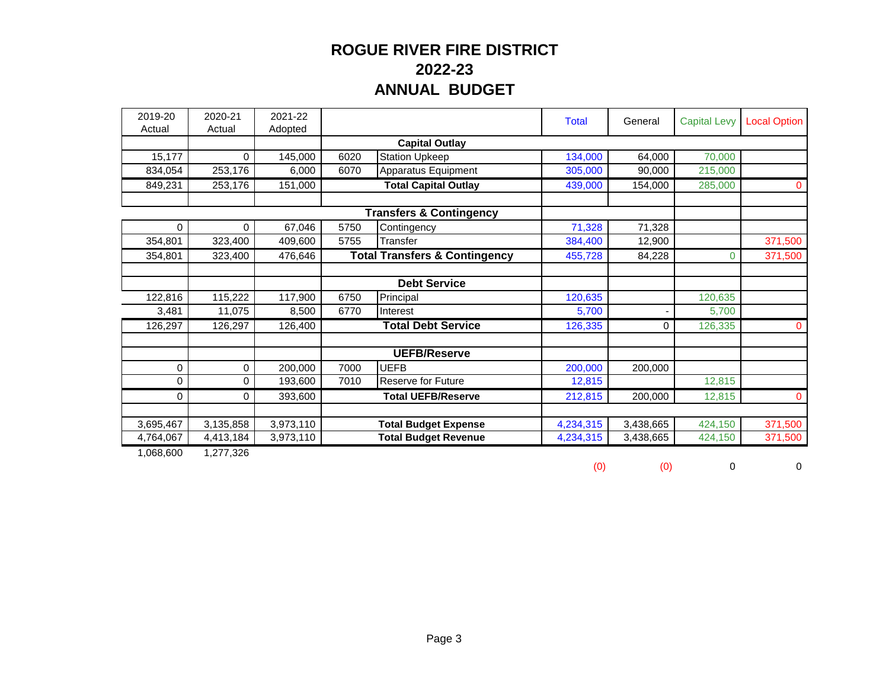# ROGUE RIVER FIRE DISTRICT
# 2022-23
# ANNUAL BUDGET

| 2019-20 Actual | 2020-21 Actual | 2021-22 Adopted | | | Total | General | Capital Levy | Local Option |
|---|---|---|---|---|---|---|---|---|
| | | | **Capital Outlay** | | | | | |
| 15,177 | 0 | 145,000 | 6020 | Station Upkeep | 134,000 | 64,000 | 70,000 | |
| 834,054 | 253,176 | 6,000 | 6070 | Apparatus Equipment | 305,000 | 90,000 | 215,000 | |
| 849,231 | 253,176 | 151,000 | **Total Capital Outlay** | | 439,000 | 154,000 | 285,000 | 0 |
| | | | | | | | | |
| | | | **Transfers & Contingency** | | | | | |
| 0 | 0 | 67,046 | 5750 | Contingency | 71,328 | 71,328 | | |
| 354,801 | 323,400 | 409,600 | 5755 | Transfer | 384,400 | 12,900 | | 371,500 |
| 354,801 | 323,400 | 476,646 | **Total Transfers & Contingency** | | 455,728 | 84,228 | 0 | 371,500 |
| | | | | | | | | |
| | | | **Debt Service** | | | | | |
| 122,816 | 115,222 | 117,900 | 6750 | Principal | 120,635 | | 120,635 | |
| 3,481 | 11,075 | 8,500 | 6770 | Interest | 5,700 | - | 5,700 | |
| 126,297 | 126,297 | 126,400 | **Total Debt Service** | | 126,335 | 0 | 126,335 | 0 |
| | | | | | | | | |
| | | | **UEFB/Reserve** | | | | | |
| 0 | 0 | 200,000 | 7000 | UEFB | 200,000 | 200,000 | | |
| 0 | 0 | 193,600 | 7010 | Reserve for Future | 12,815 | | 12,815 | |
| 0 | 0 | 393,600 | **Total UEFB/Reserve** | | 212,815 | 200,000 | 12,815 | 0 |
| | | | | | | | | |
| 3,695,467 | 3,135,858 | 3,973,110 | **Total Budget Expense** | | 4,234,315 | 3,438,665 | 424,150 | 371,500 |
| 4,764,067 | 4,413,184 | 3,973,110 | **Total Budget Revenue** | | 4,234,315 | 3,438,665 | 424,150 | 371,500 |
| 1,068,600 | 1,277,326 | | | | | | | |
| | | | | | (0) | (0) | 0 | 0 |